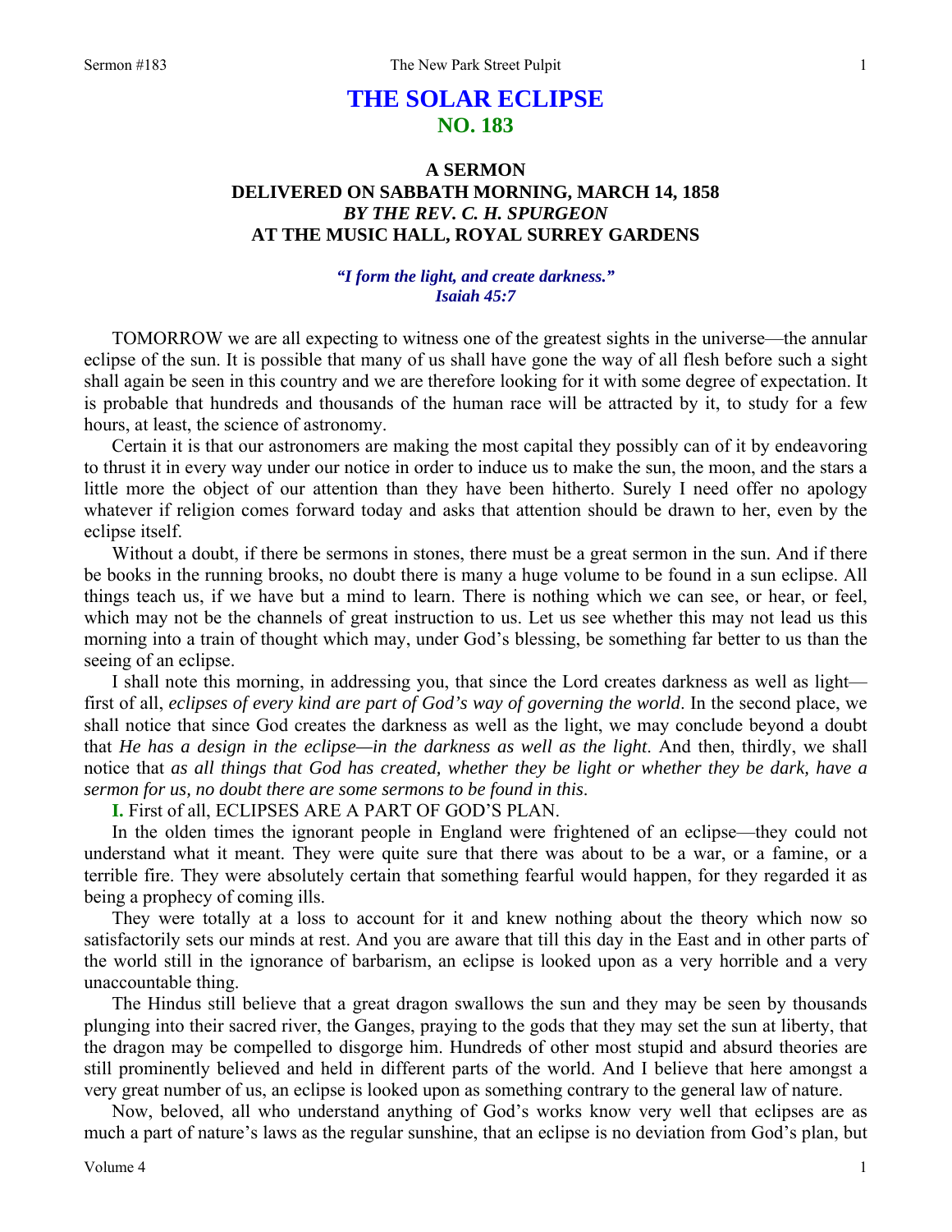# THE SOLAR ECLIPSE
## NO. 183

### A SERMON
### DELIVERED ON SABBATH MORNING, MARCH 14, 1858
### *BY THE REV. C. H. SPURGEON*
### AT THE MUSIC HALL, ROYAL SURREY GARDENS

*"I form the light, and create darkness."*
*Isaiah 45:7*

TOMORROW we are all expecting to witness one of the greatest sights in the universe—the annular eclipse of the sun. It is possible that many of us shall have gone the way of all flesh before such a sight shall again be seen in this country and we are therefore looking for it with some degree of expectation. It is probable that hundreds and thousands of the human race will be attracted by it, to study for a few hours, at least, the science of astronomy.

Certain it is that our astronomers are making the most capital they possibly can of it by endeavoring to thrust it in every way under our notice in order to induce us to make the sun, the moon, and the stars a little more the object of our attention than they have been hitherto. Surely I need offer no apology whatever if religion comes forward today and asks that attention should be drawn to her, even by the eclipse itself.

Without a doubt, if there be sermons in stones, there must be a great sermon in the sun. And if there be books in the running brooks, no doubt there is many a huge volume to be found in a sun eclipse. All things teach us, if we have but a mind to learn. There is nothing which we can see, or hear, or feel, which may not be the channels of great instruction to us. Let us see whether this may not lead us this morning into a train of thought which may, under God's blessing, be something far better to us than the seeing of an eclipse.

I shall note this morning, in addressing you, that since the Lord creates darkness as well as light—first of all, *eclipses of every kind are part of God's way of governing the world*. In the second place, we shall notice that since God creates the darkness as well as the light, we may conclude beyond a doubt that *He has a design in the eclipse—in the darkness as well as the light*. And then, thirdly, we shall notice that *as all things that God has created, whether they be light or whether they be dark, have a sermon for us, no doubt there are some sermons to be found in this*.

**I.** First of all, ECLIPSES ARE A PART OF GOD'S PLAN.

In the olden times the ignorant people in England were frightened of an eclipse—they could not understand what it meant. They were quite sure that there was about to be a war, or a famine, or a terrible fire. They were absolutely certain that something fearful would happen, for they regarded it as being a prophecy of coming ills.

They were totally at a loss to account for it and knew nothing about the theory which now so satisfactorily sets our minds at rest. And you are aware that till this day in the East and in other parts of the world still in the ignorance of barbarism, an eclipse is looked upon as a very horrible and a very unaccountable thing.

The Hindus still believe that a great dragon swallows the sun and they may be seen by thousands plunging into their sacred river, the Ganges, praying to the gods that they may set the sun at liberty, that the dragon may be compelled to disgorge him. Hundreds of other most stupid and absurd theories are still prominently believed and held in different parts of the world. And I believe that here amongst a very great number of us, an eclipse is looked upon as something contrary to the general law of nature.

Now, beloved, all who understand anything of God's works know very well that eclipses are as much a part of nature's laws as the regular sunshine, that an eclipse is no deviation from God's plan, but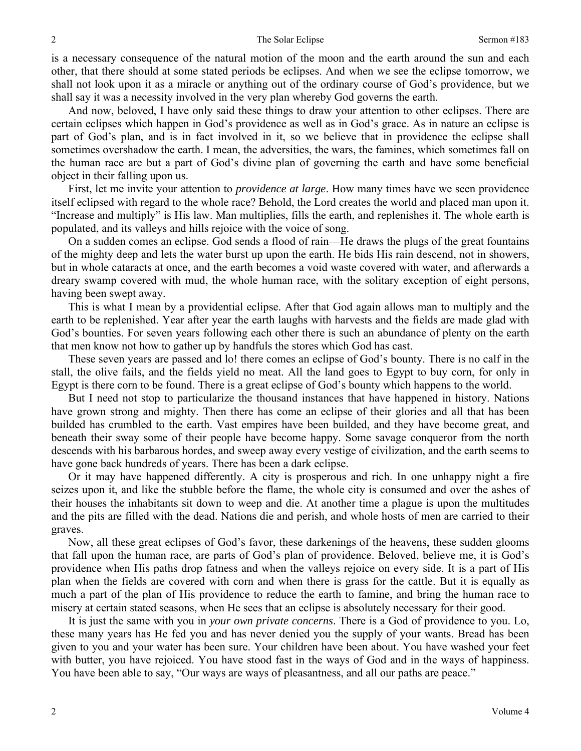is a necessary consequence of the natural motion of the moon and the earth around the sun and each other, that there should at some stated periods be eclipses. And when we see the eclipse tomorrow, we shall not look upon it as a miracle or anything out of the ordinary course of God's providence, but we shall say it was a necessity involved in the very plan whereby God governs the earth.

And now, beloved, I have only said these things to draw your attention to other eclipses. There are certain eclipses which happen in God's providence as well as in God's grace. As in nature an eclipse is part of God's plan, and is in fact involved in it, so we believe that in providence the eclipse shall sometimes overshadow the earth. I mean, the adversities, the wars, the famines, which sometimes fall on the human race are but a part of God's divine plan of governing the earth and have some beneficial object in their falling upon us.

First, let me invite your attention to *providence at large*. How many times have we seen providence itself eclipsed with regard to the whole race? Behold, the Lord creates the world and placed man upon it. "Increase and multiply" is His law. Man multiplies, fills the earth, and replenishes it. The whole earth is populated, and its valleys and hills rejoice with the voice of song.

On a sudden comes an eclipse. God sends a flood of rain—He draws the plugs of the great fountains of the mighty deep and lets the water burst up upon the earth. He bids His rain descend, not in showers, but in whole cataracts at once, and the earth becomes a void waste covered with water, and afterwards a dreary swamp covered with mud, the whole human race, with the solitary exception of eight persons, having been swept away.

This is what I mean by a providential eclipse. After that God again allows man to multiply and the earth to be replenished. Year after year the earth laughs with harvests and the fields are made glad with God's bounties. For seven years following each other there is such an abundance of plenty on the earth that men know not how to gather up by handfuls the stores which God has cast.

These seven years are passed and lo! there comes an eclipse of God's bounty. There is no calf in the stall, the olive fails, and the fields yield no meat. All the land goes to Egypt to buy corn, for only in Egypt is there corn to be found. There is a great eclipse of God's bounty which happens to the world.

But I need not stop to particularize the thousand instances that have happened in history. Nations have grown strong and mighty. Then there has come an eclipse of their glories and all that has been builded has crumbled to the earth. Vast empires have been builded, and they have become great, and beneath their sway some of their people have become happy. Some savage conqueror from the north descends with his barbarous hordes, and sweep away every vestige of civilization, and the earth seems to have gone back hundreds of years. There has been a dark eclipse.

Or it may have happened differently. A city is prosperous and rich. In one unhappy night a fire seizes upon it, and like the stubble before the flame, the whole city is consumed and over the ashes of their houses the inhabitants sit down to weep and die. At another time a plague is upon the multitudes and the pits are filled with the dead. Nations die and perish, and whole hosts of men are carried to their graves.

Now, all these great eclipses of God's favor, these darkenings of the heavens, these sudden glooms that fall upon the human race, are parts of God's plan of providence. Beloved, believe me, it is God's providence when His paths drop fatness and when the valleys rejoice on every side. It is a part of His plan when the fields are covered with corn and when there is grass for the cattle. But it is equally as much a part of the plan of His providence to reduce the earth to famine, and bring the human race to misery at certain stated seasons, when He sees that an eclipse is absolutely necessary for their good.

It is just the same with you in *your own private concerns*. There is a God of providence to you. Lo, these many years has He fed you and has never denied you the supply of your wants. Bread has been given to you and your water has been sure. Your children have been about. You have washed your feet with butter, you have rejoiced. You have stood fast in the ways of God and in the ways of happiness. You have been able to say, "Our ways are ways of pleasantness, and all our paths are peace."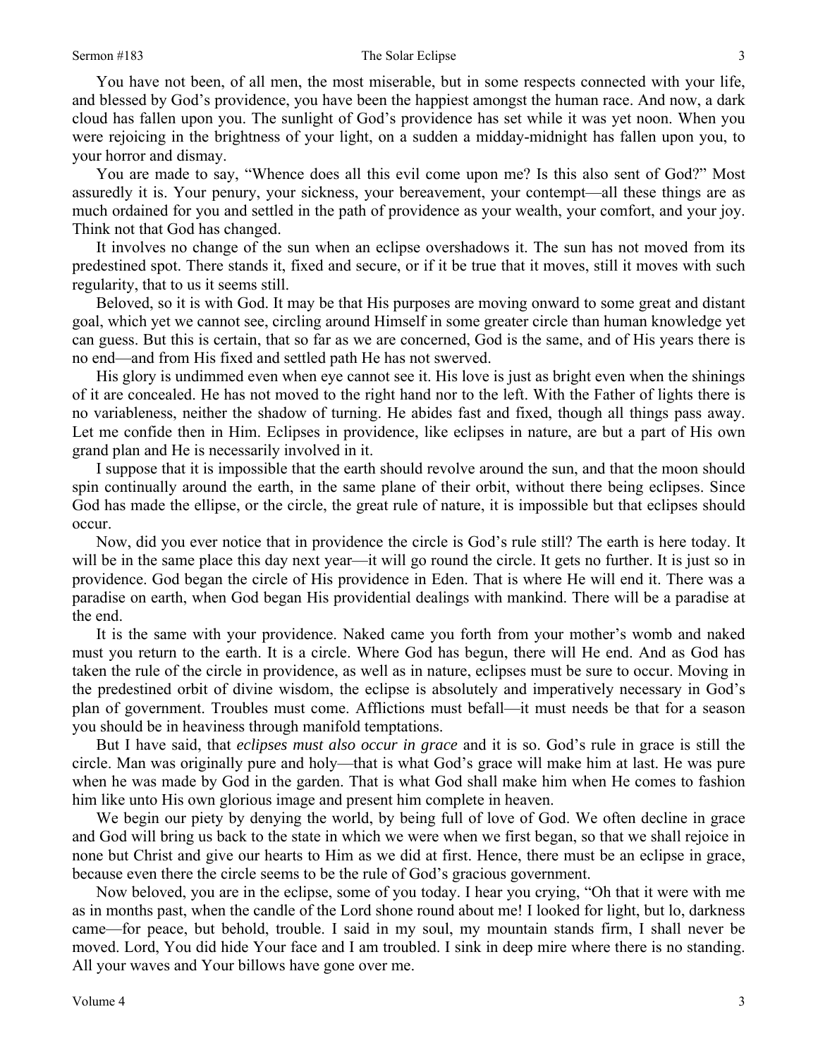You have not been, of all men, the most miserable, but in some respects connected with your life, and blessed by God's providence, you have been the happiest amongst the human race. And now, a dark cloud has fallen upon you. The sunlight of God's providence has set while it was yet noon. When you were rejoicing in the brightness of your light, on a sudden a midday-midnight has fallen upon you, to your horror and dismay.

You are made to say, "Whence does all this evil come upon me? Is this also sent of God?" Most assuredly it is. Your penury, your sickness, your bereavement, your contempt—all these things are as much ordained for you and settled in the path of providence as your wealth, your comfort, and your joy. Think not that God has changed.

It involves no change of the sun when an eclipse overshadows it. The sun has not moved from its predestined spot. There stands it, fixed and secure, or if it be true that it moves, still it moves with such regularity, that to us it seems still.

Beloved, so it is with God. It may be that His purposes are moving onward to some great and distant goal, which yet we cannot see, circling around Himself in some greater circle than human knowledge yet can guess. But this is certain, that so far as we are concerned, God is the same, and of His years there is no end—and from His fixed and settled path He has not swerved.

His glory is undimmed even when eye cannot see it. His love is just as bright even when the shinings of it are concealed. He has not moved to the right hand nor to the left. With the Father of lights there is no variableness, neither the shadow of turning. He abides fast and fixed, though all things pass away. Let me confide then in Him. Eclipses in providence, like eclipses in nature, are but a part of His own grand plan and He is necessarily involved in it.

I suppose that it is impossible that the earth should revolve around the sun, and that the moon should spin continually around the earth, in the same plane of their orbit, without there being eclipses. Since God has made the ellipse, or the circle, the great rule of nature, it is impossible but that eclipses should occur.

Now, did you ever notice that in providence the circle is God's rule still? The earth is here today. It will be in the same place this day next year—it will go round the circle. It gets no further. It is just so in providence. God began the circle of His providence in Eden. That is where He will end it. There was a paradise on earth, when God began His providential dealings with mankind. There will be a paradise at the end.

It is the same with your providence. Naked came you forth from your mother's womb and naked must you return to the earth. It is a circle. Where God has begun, there will He end. And as God has taken the rule of the circle in providence, as well as in nature, eclipses must be sure to occur. Moving in the predestined orbit of divine wisdom, the eclipse is absolutely and imperatively necessary in God's plan of government. Troubles must come. Afflictions must befall—it must needs be that for a season you should be in heaviness through manifold temptations.

But I have said, that *eclipses must also occur in grace* and it is so. God's rule in grace is still the circle. Man was originally pure and holy—that is what God's grace will make him at last. He was pure when he was made by God in the garden. That is what God shall make him when He comes to fashion him like unto His own glorious image and present him complete in heaven.

We begin our piety by denying the world, by being full of love of God. We often decline in grace and God will bring us back to the state in which we were when we first began, so that we shall rejoice in none but Christ and give our hearts to Him as we did at first. Hence, there must be an eclipse in grace, because even there the circle seems to be the rule of God's gracious government.

Now beloved, you are in the eclipse, some of you today. I hear you crying, "Oh that it were with me as in months past, when the candle of the Lord shone round about me! I looked for light, but lo, darkness came—for peace, but behold, trouble. I said in my soul, my mountain stands firm, I shall never be moved. Lord, You did hide Your face and I am troubled. I sink in deep mire where there is no standing. All your waves and Your billows have gone over me.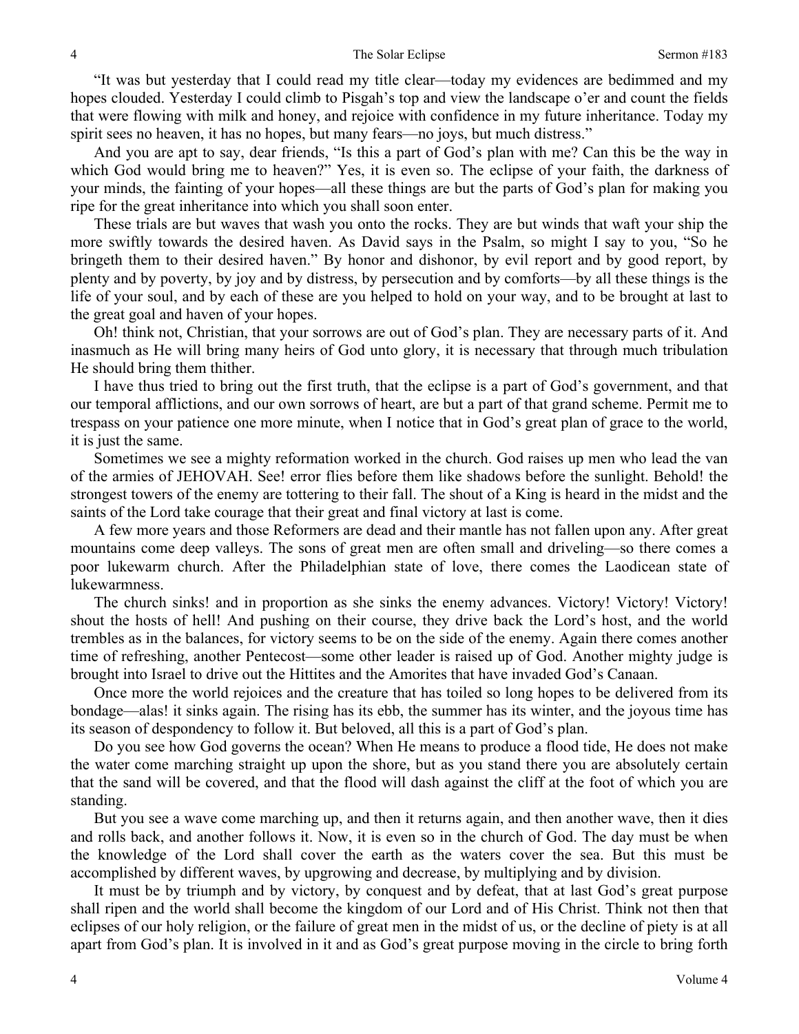"It was but yesterday that I could read my title clear—today my evidences are bedimmed and my hopes clouded. Yesterday I could climb to Pisgah's top and view the landscape o'er and count the fields that were flowing with milk and honey, and rejoice with confidence in my future inheritance. Today my spirit sees no heaven, it has no hopes, but many fears—no joys, but much distress."

And you are apt to say, dear friends, "Is this a part of God's plan with me? Can this be the way in which God would bring me to heaven?" Yes, it is even so. The eclipse of your faith, the darkness of your minds, the fainting of your hopes—all these things are but the parts of God's plan for making you ripe for the great inheritance into which you shall soon enter.

These trials are but waves that wash you onto the rocks. They are but winds that waft your ship the more swiftly towards the desired haven. As David says in the Psalm, so might I say to you, "So he bringeth them to their desired haven." By honor and dishonor, by evil report and by good report, by plenty and by poverty, by joy and by distress, by persecution and by comforts—by all these things is the life of your soul, and by each of these are you helped to hold on your way, and to be brought at last to the great goal and haven of your hopes.

Oh! think not, Christian, that your sorrows are out of God's plan. They are necessary parts of it. And inasmuch as He will bring many heirs of God unto glory, it is necessary that through much tribulation He should bring them thither.

I have thus tried to bring out the first truth, that the eclipse is a part of God's government, and that our temporal afflictions, and our own sorrows of heart, are but a part of that grand scheme. Permit me to trespass on your patience one more minute, when I notice that in God's great plan of grace to the world, it is just the same.

Sometimes we see a mighty reformation worked in the church. God raises up men who lead the van of the armies of JEHOVAH. See! error flies before them like shadows before the sunlight. Behold! the strongest towers of the enemy are tottering to their fall. The shout of a King is heard in the midst and the saints of the Lord take courage that their great and final victory at last is come.

A few more years and those Reformers are dead and their mantle has not fallen upon any. After great mountains come deep valleys. The sons of great men are often small and driveling—so there comes a poor lukewarm church. After the Philadelphian state of love, there comes the Laodicean state of lukewarmness.

The church sinks! and in proportion as she sinks the enemy advances. Victory! Victory! Victory! shout the hosts of hell! And pushing on their course, they drive back the Lord's host, and the world trembles as in the balances, for victory seems to be on the side of the enemy. Again there comes another time of refreshing, another Pentecost—some other leader is raised up of God. Another mighty judge is brought into Israel to drive out the Hittites and the Amorites that have invaded God's Canaan.

Once more the world rejoices and the creature that has toiled so long hopes to be delivered from its bondage—alas! it sinks again. The rising has its ebb, the summer has its winter, and the joyous time has its season of despondency to follow it. But beloved, all this is a part of God's plan.

Do you see how God governs the ocean? When He means to produce a flood tide, He does not make the water come marching straight up upon the shore, but as you stand there you are absolutely certain that the sand will be covered, and that the flood will dash against the cliff at the foot of which you are standing.

But you see a wave come marching up, and then it returns again, and then another wave, then it dies and rolls back, and another follows it. Now, it is even so in the church of God. The day must be when the knowledge of the Lord shall cover the earth as the waters cover the sea. But this must be accomplished by different waves, by upgrowing and decrease, by multiplying and by division.

It must be by triumph and by victory, by conquest and by defeat, that at last God's great purpose shall ripen and the world shall become the kingdom of our Lord and of His Christ. Think not then that eclipses of our holy religion, or the failure of great men in the midst of us, or the decline of piety is at all apart from God's plan. It is involved in it and as God's great purpose moving in the circle to bring forth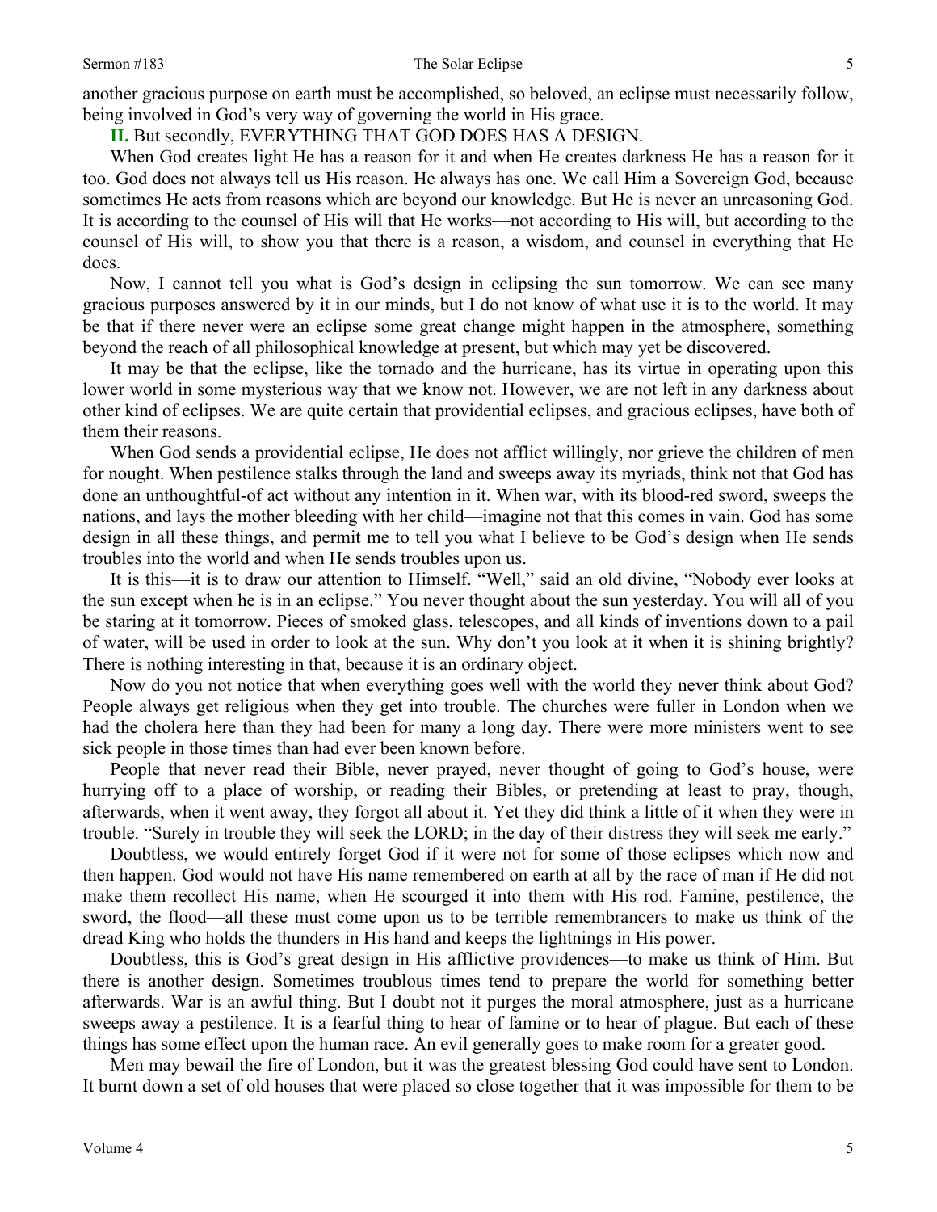another gracious purpose on earth must be accomplished, so beloved, an eclipse must necessarily follow, being involved in God's very way of governing the world in His grace.

**II.** But secondly, EVERYTHING THAT GOD DOES HAS A DESIGN.

When God creates light He has a reason for it and when He creates darkness He has a reason for it too. God does not always tell us His reason. He always has one. We call Him a Sovereign God, because sometimes He acts from reasons which are beyond our knowledge. But He is never an unreasoning God. It is according to the counsel of His will that He works—not according to His will, but according to the counsel of His will, to show you that there is a reason, a wisdom, and counsel in everything that He does.

Now, I cannot tell you what is God's design in eclipsing the sun tomorrow. We can see many gracious purposes answered by it in our minds, but I do not know of what use it is to the world. It may be that if there never were an eclipse some great change might happen in the atmosphere, something beyond the reach of all philosophical knowledge at present, but which may yet be discovered.

It may be that the eclipse, like the tornado and the hurricane, has its virtue in operating upon this lower world in some mysterious way that we know not. However, we are not left in any darkness about other kind of eclipses. We are quite certain that providential eclipses, and gracious eclipses, have both of them their reasons.

When God sends a providential eclipse, He does not afflict willingly, nor grieve the children of men for nought. When pestilence stalks through the land and sweeps away its myriads, think not that God has done an unthoughtful-of act without any intention in it. When war, with its blood-red sword, sweeps the nations, and lays the mother bleeding with her child—imagine not that this comes in vain. God has some design in all these things, and permit me to tell you what I believe to be God's design when He sends troubles into the world and when He sends troubles upon us.

It is this—it is to draw our attention to Himself. "Well," said an old divine, "Nobody ever looks at the sun except when he is in an eclipse." You never thought about the sun yesterday. You will all of you be staring at it tomorrow. Pieces of smoked glass, telescopes, and all kinds of inventions down to a pail of water, will be used in order to look at the sun. Why don't you look at it when it is shining brightly? There is nothing interesting in that, because it is an ordinary object.

Now do you not notice that when everything goes well with the world they never think about God? People always get religious when they get into trouble. The churches were fuller in London when we had the cholera here than they had been for many a long day. There were more ministers went to see sick people in those times than had ever been known before.

People that never read their Bible, never prayed, never thought of going to God's house, were hurrying off to a place of worship, or reading their Bibles, or pretending at least to pray, though, afterwards, when it went away, they forgot all about it. Yet they did think a little of it when they were in trouble. "Surely in trouble they will seek the LORD; in the day of their distress they will seek me early."

Doubtless, we would entirely forget God if it were not for some of those eclipses which now and then happen. God would not have His name remembered on earth at all by the race of man if He did not make them recollect His name, when He scourged it into them with His rod. Famine, pestilence, the sword, the flood—all these must come upon us to be terrible remembrancers to make us think of the dread King who holds the thunders in His hand and keeps the lightnings in His power.

Doubtless, this is God's great design in His afflictive providences—to make us think of Him. But there is another design. Sometimes troublous times tend to prepare the world for something better afterwards. War is an awful thing. But I doubt not it purges the moral atmosphere, just as a hurricane sweeps away a pestilence. It is a fearful thing to hear of famine or to hear of plague. But each of these things has some effect upon the human race. An evil generally goes to make room for a greater good.

Men may bewail the fire of London, but it was the greatest blessing God could have sent to London. It burnt down a set of old houses that were placed so close together that it was impossible for them to be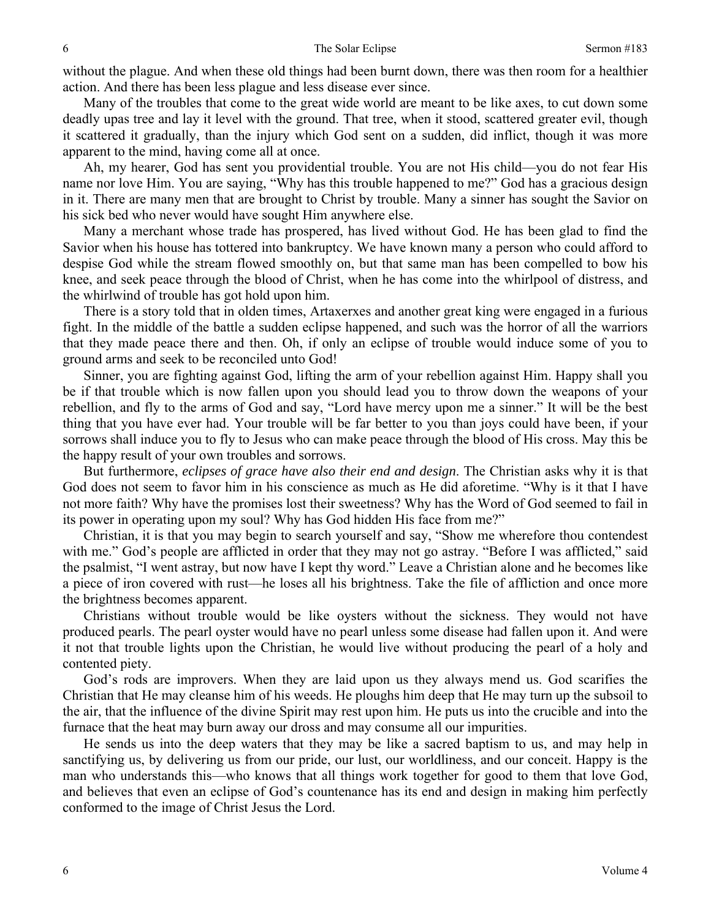without the plague. And when these old things had been burnt down, there was then room for a healthier action. And there has been less plague and less disease ever since.

Many of the troubles that come to the great wide world are meant to be like axes, to cut down some deadly upas tree and lay it level with the ground. That tree, when it stood, scattered greater evil, though it scattered it gradually, than the injury which God sent on a sudden, did inflict, though it was more apparent to the mind, having come all at once.

Ah, my hearer, God has sent you providential trouble. You are not His child—you do not fear His name nor love Him. You are saying, "Why has this trouble happened to me?" God has a gracious design in it. There are many men that are brought to Christ by trouble. Many a sinner has sought the Savior on his sick bed who never would have sought Him anywhere else.

Many a merchant whose trade has prospered, has lived without God. He has been glad to find the Savior when his house has tottered into bankruptcy. We have known many a person who could afford to despise God while the stream flowed smoothly on, but that same man has been compelled to bow his knee, and seek peace through the blood of Christ, when he has come into the whirlpool of distress, and the whirlwind of trouble has got hold upon him.

There is a story told that in olden times, Artaxerxes and another great king were engaged in a furious fight. In the middle of the battle a sudden eclipse happened, and such was the horror of all the warriors that they made peace there and then. Oh, if only an eclipse of trouble would induce some of you to ground arms and seek to be reconciled unto God!

Sinner, you are fighting against God, lifting the arm of your rebellion against Him. Happy shall you be if that trouble which is now fallen upon you should lead you to throw down the weapons of your rebellion, and fly to the arms of God and say, "Lord have mercy upon me a sinner." It will be the best thing that you have ever had. Your trouble will be far better to you than joys could have been, if your sorrows shall induce you to fly to Jesus who can make peace through the blood of His cross. May this be the happy result of your own troubles and sorrows.

But furthermore, *eclipses of grace have also their end and design*. The Christian asks why it is that God does not seem to favor him in his conscience as much as He did aforetime. "Why is it that I have not more faith? Why have the promises lost their sweetness? Why has the Word of God seemed to fail in its power in operating upon my soul? Why has God hidden His face from me?"

Christian, it is that you may begin to search yourself and say, "Show me wherefore thou contendest with me." God's people are afflicted in order that they may not go astray. "Before I was afflicted," said the psalmist, "I went astray, but now have I kept thy word." Leave a Christian alone and he becomes like a piece of iron covered with rust—he loses all his brightness. Take the file of affliction and once more the brightness becomes apparent.

Christians without trouble would be like oysters without the sickness. They would not have produced pearls. The pearl oyster would have no pearl unless some disease had fallen upon it. And were it not that trouble lights upon the Christian, he would live without producing the pearl of a holy and contented piety.

God's rods are improvers. When they are laid upon us they always mend us. God scarifies the Christian that He may cleanse him of his weeds. He ploughs him deep that He may turn up the subsoil to the air, that the influence of the divine Spirit may rest upon him. He puts us into the crucible and into the furnace that the heat may burn away our dross and may consume all our impurities.

He sends us into the deep waters that they may be like a sacred baptism to us, and may help in sanctifying us, by delivering us from our pride, our lust, our worldliness, and our conceit. Happy is the man who understands this—who knows that all things work together for good to them that love God, and believes that even an eclipse of God's countenance has its end and design in making him perfectly conformed to the image of Christ Jesus the Lord.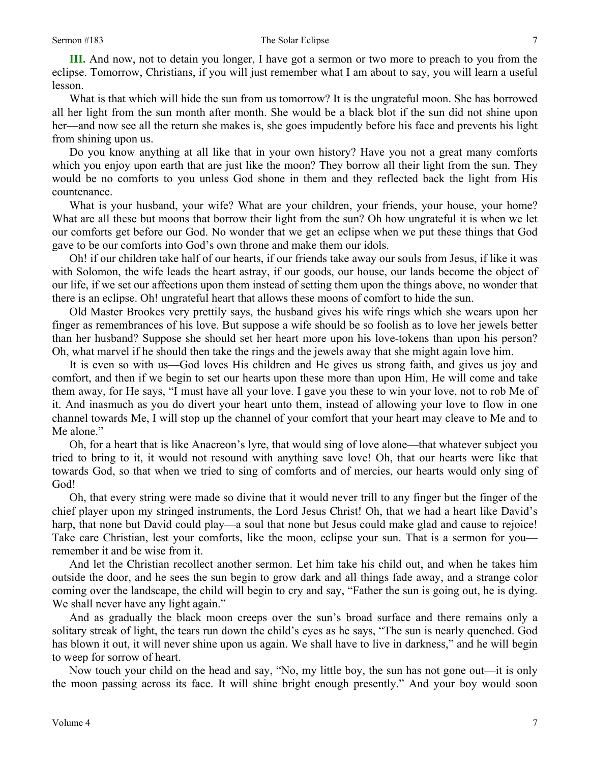**III.** And now, not to detain you longer, I have got a sermon or two more to preach to you from the eclipse. Tomorrow, Christians, if you will just remember what I am about to say, you will learn a useful lesson.

What is that which will hide the sun from us tomorrow? It is the ungrateful moon. She has borrowed all her light from the sun month after month. She would be a black blot if the sun did not shine upon her—and now see all the return she makes is, she goes impudently before his face and prevents his light from shining upon us.

Do you know anything at all like that in your own history? Have you not a great many comforts which you enjoy upon earth that are just like the moon? They borrow all their light from the sun. They would be no comforts to you unless God shone in them and they reflected back the light from His countenance.

What is your husband, your wife? What are your children, your friends, your house, your home? What are all these but moons that borrow their light from the sun? Oh how ungrateful it is when we let our comforts get before our God. No wonder that we get an eclipse when we put these things that God gave to be our comforts into God's own throne and make them our idols.

Oh! if our children take half of our hearts, if our friends take away our souls from Jesus, if like it was with Solomon, the wife leads the heart astray, if our goods, our house, our lands become the object of our life, if we set our affections upon them instead of setting them upon the things above, no wonder that there is an eclipse. Oh! ungrateful heart that allows these moons of comfort to hide the sun.

Old Master Brookes very prettily says, the husband gives his wife rings which she wears upon her finger as remembrances of his love. But suppose a wife should be so foolish as to love her jewels better than her husband? Suppose she should set her heart more upon his love-tokens than upon his person? Oh, what marvel if he should then take the rings and the jewels away that she might again love him.

It is even so with us—God loves His children and He gives us strong faith, and gives us joy and comfort, and then if we begin to set our hearts upon these more than upon Him, He will come and take them away, for He says, "I must have all your love. I gave you these to win your love, not to rob Me of it. And inasmuch as you do divert your heart unto them, instead of allowing your love to flow in one channel towards Me, I will stop up the channel of your comfort that your heart may cleave to Me and to Me alone."

Oh, for a heart that is like Anacreon's lyre, that would sing of love alone—that whatever subject you tried to bring to it, it would not resound with anything save love! Oh, that our hearts were like that towards God, so that when we tried to sing of comforts and of mercies, our hearts would only sing of God!

Oh, that every string were made so divine that it would never trill to any finger but the finger of the chief player upon my stringed instruments, the Lord Jesus Christ! Oh, that we had a heart like David's harp, that none but David could play—a soul that none but Jesus could make glad and cause to rejoice! Take care Christian, lest your comforts, like the moon, eclipse your sun. That is a sermon for you—remember it and be wise from it.

And let the Christian recollect another sermon. Let him take his child out, and when he takes him outside the door, and he sees the sun begin to grow dark and all things fade away, and a strange color coming over the landscape, the child will begin to cry and say, "Father the sun is going out, he is dying. We shall never have any light again."

And as gradually the black moon creeps over the sun's broad surface and there remains only a solitary streak of light, the tears run down the child's eyes as he says, "The sun is nearly quenched. God has blown it out, it will never shine upon us again. We shall have to live in darkness," and he will begin to weep for sorrow of heart.

Now touch your child on the head and say, "No, my little boy, the sun has not gone out—it is only the moon passing across its face. It will shine bright enough presently." And your boy would soon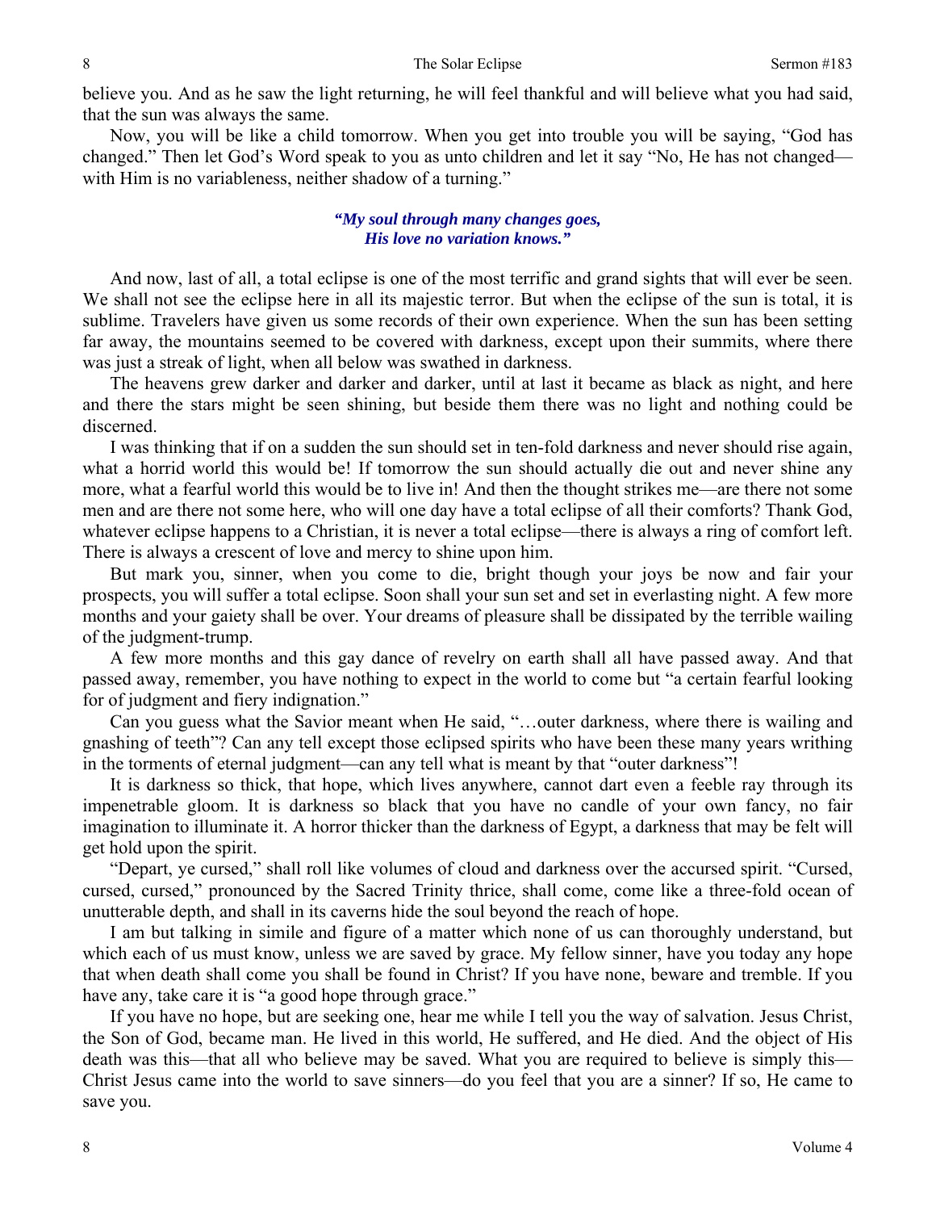believe you. And as he saw the light returning, he will feel thankful and will believe what you had said, that the sun was always the same.

Now, you will be like a child tomorrow. When you get into trouble you will be saying, "God has changed." Then let God's Word speak to you as unto children and let it say "No, He has not changed—with Him is no variableness, neither shadow of a turning."

*"My soul through many changes goes,*
*His love no variation knows."*

And now, last of all, a total eclipse is one of the most terrific and grand sights that will ever be seen. We shall not see the eclipse here in all its majestic terror. But when the eclipse of the sun is total, it is sublime. Travelers have given us some records of their own experience. When the sun has been setting far away, the mountains seemed to be covered with darkness, except upon their summits, where there was just a streak of light, when all below was swathed in darkness.

The heavens grew darker and darker and darker, until at last it became as black as night, and here and there the stars might be seen shining, but beside them there was no light and nothing could be discerned.

I was thinking that if on a sudden the sun should set in ten-fold darkness and never should rise again, what a horrid world this would be! If tomorrow the sun should actually die out and never shine any more, what a fearful world this would be to live in! And then the thought strikes me—are there not some men and are there not some here, who will one day have a total eclipse of all their comforts? Thank God, whatever eclipse happens to a Christian, it is never a total eclipse—there is always a ring of comfort left. There is always a crescent of love and mercy to shine upon him.

But mark you, sinner, when you come to die, bright though your joys be now and fair your prospects, you will suffer a total eclipse. Soon shall your sun set and set in everlasting night. A few more months and your gaiety shall be over. Your dreams of pleasure shall be dissipated by the terrible wailing of the judgment-trump.

A few more months and this gay dance of revelry on earth shall all have passed away. And that passed away, remember, you have nothing to expect in the world to come but "a certain fearful looking for of judgment and fiery indignation."

Can you guess what the Savior meant when He said, "…outer darkness, where there is wailing and gnashing of teeth"? Can any tell except those eclipsed spirits who have been these many years writhing in the torments of eternal judgment—can any tell what is meant by that "outer darkness"!

It is darkness so thick, that hope, which lives anywhere, cannot dart even a feeble ray through its impenetrable gloom. It is darkness so black that you have no candle of your own fancy, no fair imagination to illuminate it. A horror thicker than the darkness of Egypt, a darkness that may be felt will get hold upon the spirit.

"Depart, ye cursed," shall roll like volumes of cloud and darkness over the accursed spirit. "Cursed, cursed, cursed," pronounced by the Sacred Trinity thrice, shall come, come like a three-fold ocean of unutterable depth, and shall in its caverns hide the soul beyond the reach of hope.

I am but talking in simile and figure of a matter which none of us can thoroughly understand, but which each of us must know, unless we are saved by grace. My fellow sinner, have you today any hope that when death shall come you shall be found in Christ? If you have none, beware and tremble. If you have any, take care it is "a good hope through grace."

If you have no hope, but are seeking one, hear me while I tell you the way of salvation. Jesus Christ, the Son of God, became man. He lived in this world, He suffered, and He died. And the object of His death was this—that all who believe may be saved. What you are required to believe is simply this—Christ Jesus came into the world to save sinners—do you feel that you are a sinner? If so, He came to save you.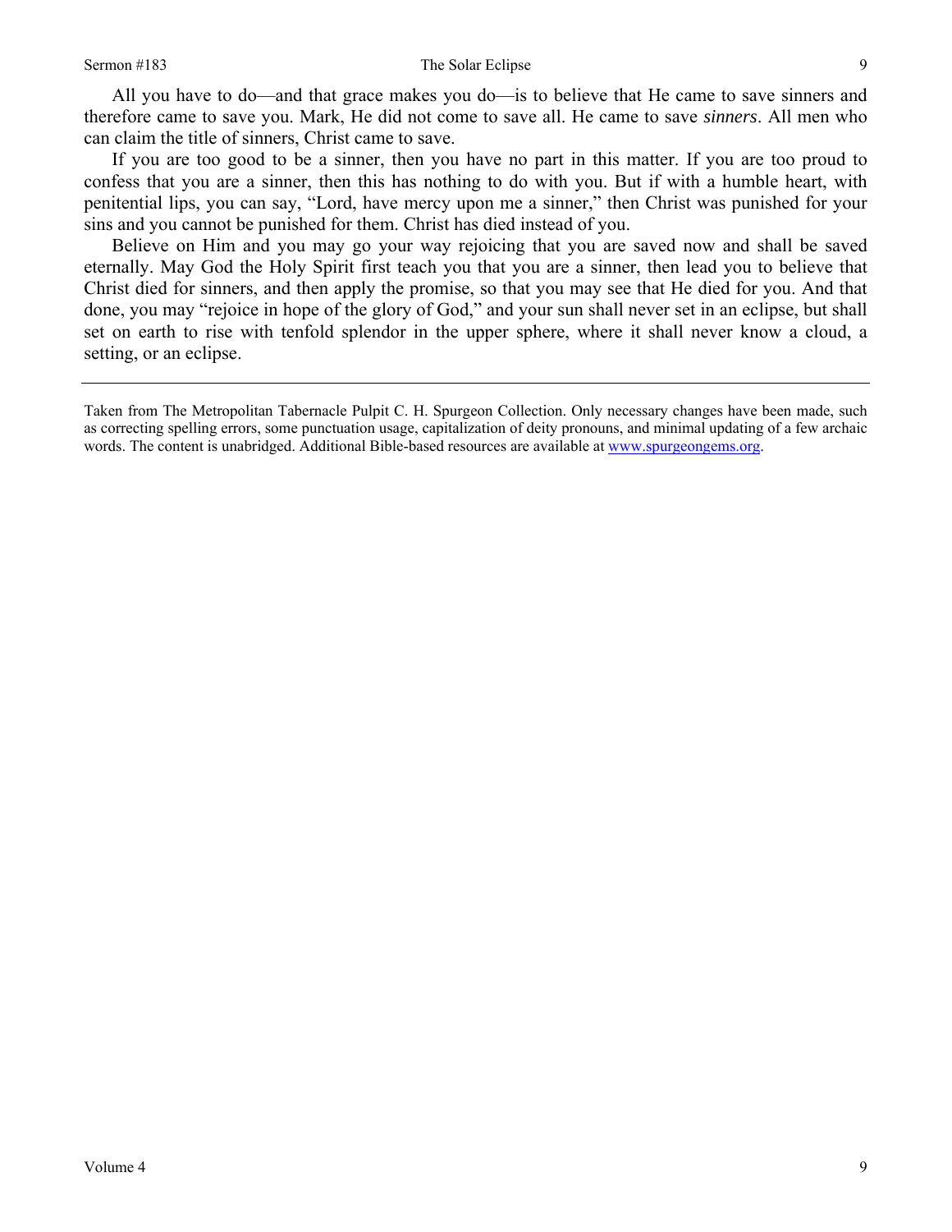All you have to do—and that grace makes you do—is to believe that He came to save sinners and therefore came to save you. Mark, He did not come to save all. He came to save *sinners*. All men who can claim the title of sinners, Christ came to save.

If you are too good to be a sinner, then you have no part in this matter. If you are too proud to confess that you are a sinner, then this has nothing to do with you. But if with a humble heart, with penitential lips, you can say, "Lord, have mercy upon me a sinner," then Christ was punished for your sins and you cannot be punished for them. Christ has died instead of you.

Believe on Him and you may go your way rejoicing that you are saved now and shall be saved eternally. May God the Holy Spirit first teach you that you are a sinner, then lead you to believe that Christ died for sinners, and then apply the promise, so that you may see that He died for you. And that done, you may "rejoice in hope of the glory of God," and your sun shall never set in an eclipse, but shall set on earth to rise with tenfold splendor in the upper sphere, where it shall never know a cloud, a setting, or an eclipse.

---

Taken from The Metropolitan Tabernacle Pulpit C. H. Spurgeon Collection. Only necessary changes have been made, such as correcting spelling errors, some punctuation usage, capitalization of deity pronouns, and minimal updating of a few archaic words. The content is unabridged. Additional Bible-based resources are available at www.spurgeongems.org.